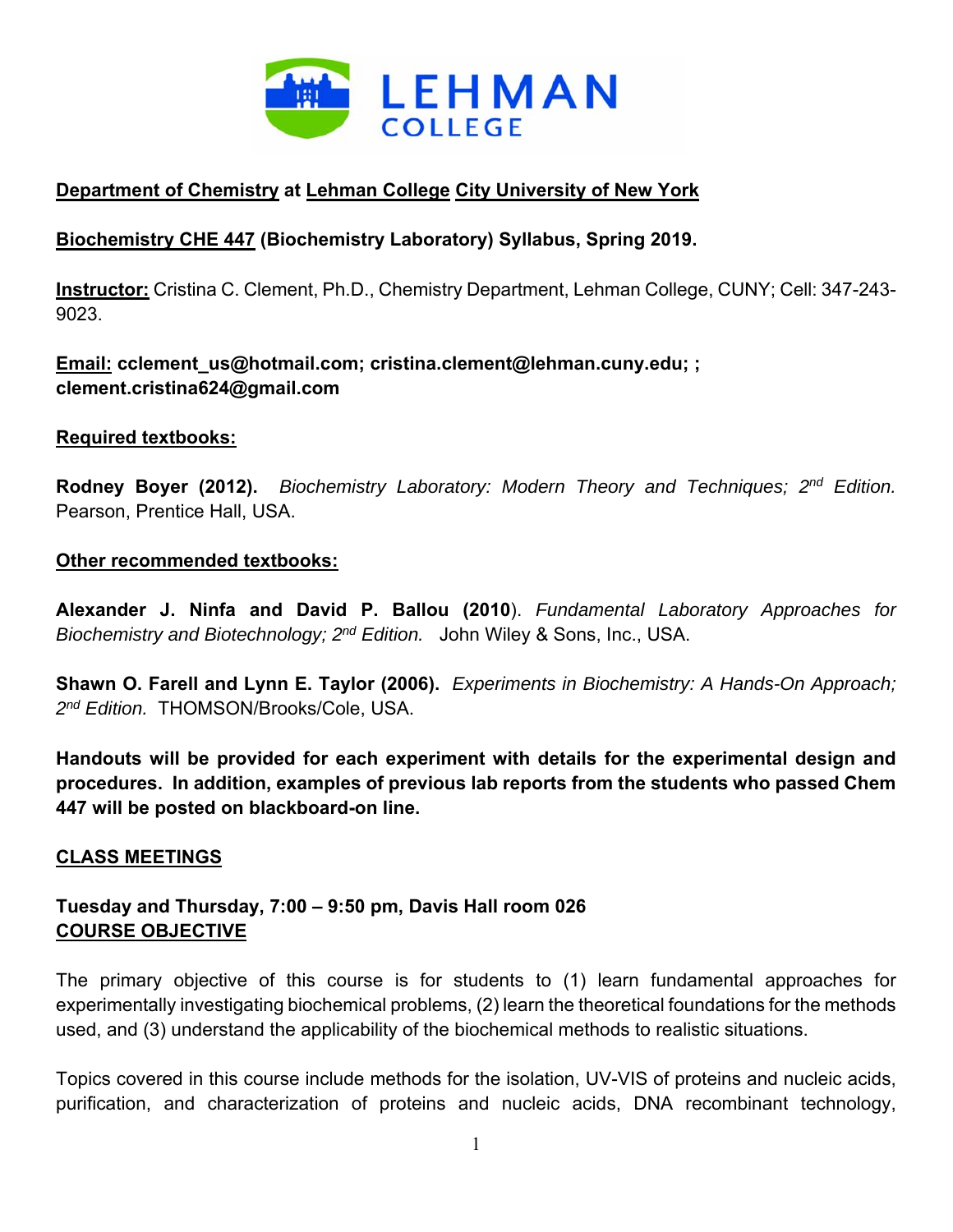**Department of Chemistry at Lehman College City University of New York**

**Biochemistry CHE 447 (Biochemistry Laboratory) Syllabus, Spring 2019.**

**Instructor:** Cristina C. Clement, Ph.D., Chemistry Department, Lehman College, CUNY; Cell: 347-243-9023.

**Email: cclement_us@hotmail.com; cristina.clement@lehman.cuny.edu; ; clement.cristina624@gmail.com**

**Required textbooks:**

**Rodney Boyer (2012).** *Biochemistry Laboratory: Modern Theory and Techniques; 2nd Edition.* Pearson, Prentice Hall, USA.

**Other recommended textbooks:**

**Alexander J. Ninfa and David P. Ballou (2010**). *Fundamental Laboratory Approaches for Biochemistry and Biotechnology; 2nd Edition.* John Wiley & Sons, Inc., USA.

**Shawn O. Farell and Lynn E. Taylor (2006).** *Experiments in Biochemistry: A Hands-On Approach; 2nd Edition.* THOMSON/Brooks/Cole, USA.

**Handouts will be provided for each experiment with details for the experimental design and procedures. In addition, examples of previous lab reports from the students who passed Chem 447 will be posted on blackboard-on line.**

## CLASS MEETINGS

**Tuesday and Thursday, 7:00 – 9:50 pm, Davis Hall room 026**

## COURSE OBJECTIVE

The primary objective of this course is for students to (1) learn fundamental approaches for experimentally investigating biochemical problems, (2) learn the theoretical foundations for the methods used, and (3) understand the applicability of the biochemical methods to realistic situations.

Topics covered in this course include methods for the isolation, UV-VIS of proteins and nucleic acids, purification, and characterization of proteins and nucleic acids, DNA recombinant technology,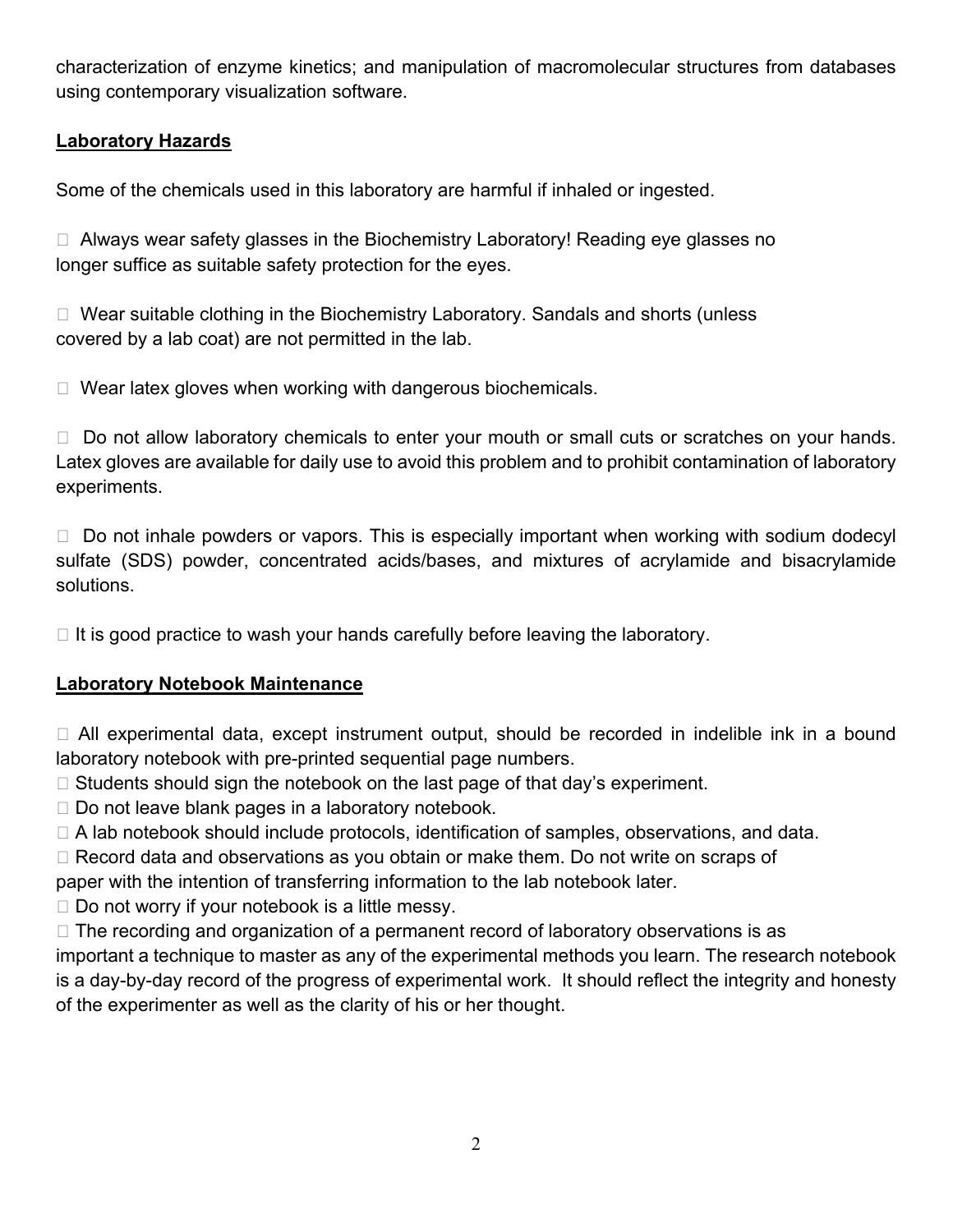characterization of enzyme kinetics; and manipulation of macromolecular structures from databases using contemporary visualization software.

## Laboratory Hazards

Some of the chemicals used in this laboratory are harmful if inhaled or ingested.

- Always wear safety glasses in the Biochemistry Laboratory! Reading eye glasses no longer suffice as suitable safety protection for the eyes.

- Wear suitable clothing in the Biochemistry Laboratory. Sandals and shorts (unless covered by a lab coat) are not permitted in the lab.

- Wear latex gloves when working with dangerous biochemicals.

- Do not allow laboratory chemicals to enter your mouth or small cuts or scratches on your hands. Latex gloves are available for daily use to avoid this problem and to prohibit contamination of laboratory experiments.

- Do not inhale powders or vapors. This is especially important when working with sodium dodecyl sulfate (SDS) powder, concentrated acids/bases, and mixtures of acrylamide and bisacrylamide solutions.

- It is good practice to wash your hands carefully before leaving the laboratory.

## Laboratory Notebook Maintenance

- All experimental data, except instrument output, should be recorded in indelible ink in a bound laboratory notebook with pre-printed sequential page numbers.
- Students should sign the notebook on the last page of that day's experiment.
- Do not leave blank pages in a laboratory notebook.
- A lab notebook should include protocols, identification of samples, observations, and data.
- Record data and observations as you obtain or make them. Do not write on scraps of paper with the intention of transferring information to the lab notebook later.
- Do not worry if your notebook is a little messy.
- The recording and organization of a permanent record of laboratory observations is as important a technique to master as any of the experimental methods you learn. The research notebook is a day-by-day record of the progress of experimental work. It should reflect the integrity and honesty of the experimenter as well as the clarity of his or her thought.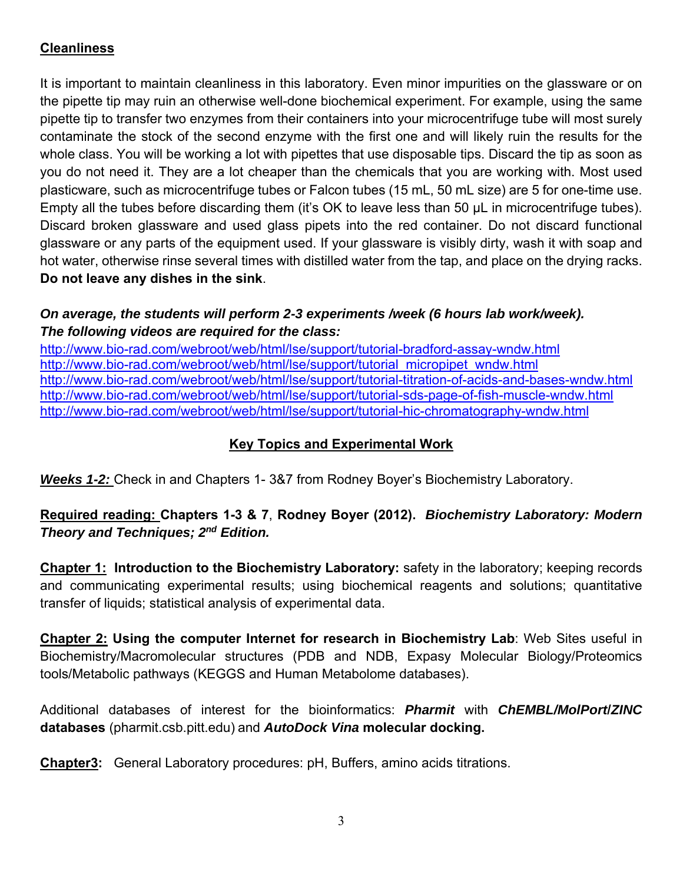**Cleanliness**

It is important to maintain cleanliness in this laboratory. Even minor impurities on the glassware or on the pipette tip may ruin an otherwise well-done biochemical experiment. For example, using the same pipette tip to transfer two enzymes from their containers into your microcentrifuge tube will most surely contaminate the stock of the second enzyme with the first one and will likely ruin the results for the whole class. You will be working a lot with pipettes that use disposable tips. Discard the tip as soon as you do not need it. They are a lot cheaper than the chemicals that you are working with. Most used plasticware, such as microcentrifuge tubes or Falcon tubes (15 mL, 50 mL size) are 5 for one-time use. Empty all the tubes before discarding them (it's OK to leave less than 50 μL in microcentrifuge tubes). Discard broken glassware and used glass pipets into the red container. Do not discard functional glassware or any parts of the equipment used. If your glassware is visibly dirty, wash it with soap and hot water, otherwise rinse several times with distilled water from the tap, and place on the drying racks. **Do not leave any dishes in the sink**.

***On average, the students will perform 2-3 experiments /week (6 hours lab work/week).***
***The following videos are required for the class:***

http://www.bio-rad.com/webroot/web/html/lse/support/tutorial-bradford-assay-wndw.html
http://www.bio-rad.com/webroot/web/html/lse/support/tutorial_micropipet_wndw.html
http://www.bio-rad.com/webroot/web/html/lse/support/tutorial-titration-of-acids-and-bases-wndw.html
http://www.bio-rad.com/webroot/web/html/lse/support/tutorial-sds-page-of-fish-muscle-wndw.html
http://www.bio-rad.com/webroot/web/html/lse/support/tutorial-hic-chromatography-wndw.html

## Key Topics and Experimental Work

***Weeks 1-2:*** Check in and Chapters 1- 3&7 from Rodney Boyer's Biochemistry Laboratory.

**Required reading: Chapters 1-3 & 7**, **Rodney Boyer (2012).** ***Biochemistry Laboratory: Modern Theory and Techniques; 2nd Edition.***

**Chapter 1: Introduction to the Biochemistry Laboratory:** safety in the laboratory; keeping records and communicating experimental results; using biochemical reagents and solutions; quantitative transfer of liquids; statistical analysis of experimental data.

**Chapter 2: Using the computer Internet for research in Biochemistry Lab**: Web Sites useful in Biochemistry/Macromolecular structures (PDB and NDB, Expasy Molecular Biology/Proteomics tools/Metabolic pathways (KEGGS and Human Metabolome databases).

Additional databases of interest for the bioinformatics: ***Pharmit*** with ***ChEMBL/MolPort/ZINC*** **databases** (pharmit.csb.pitt.edu) and ***AutoDock Vina*** **molecular docking.**

**Chapter3:** General Laboratory procedures: pH, Buffers, amino acids titrations.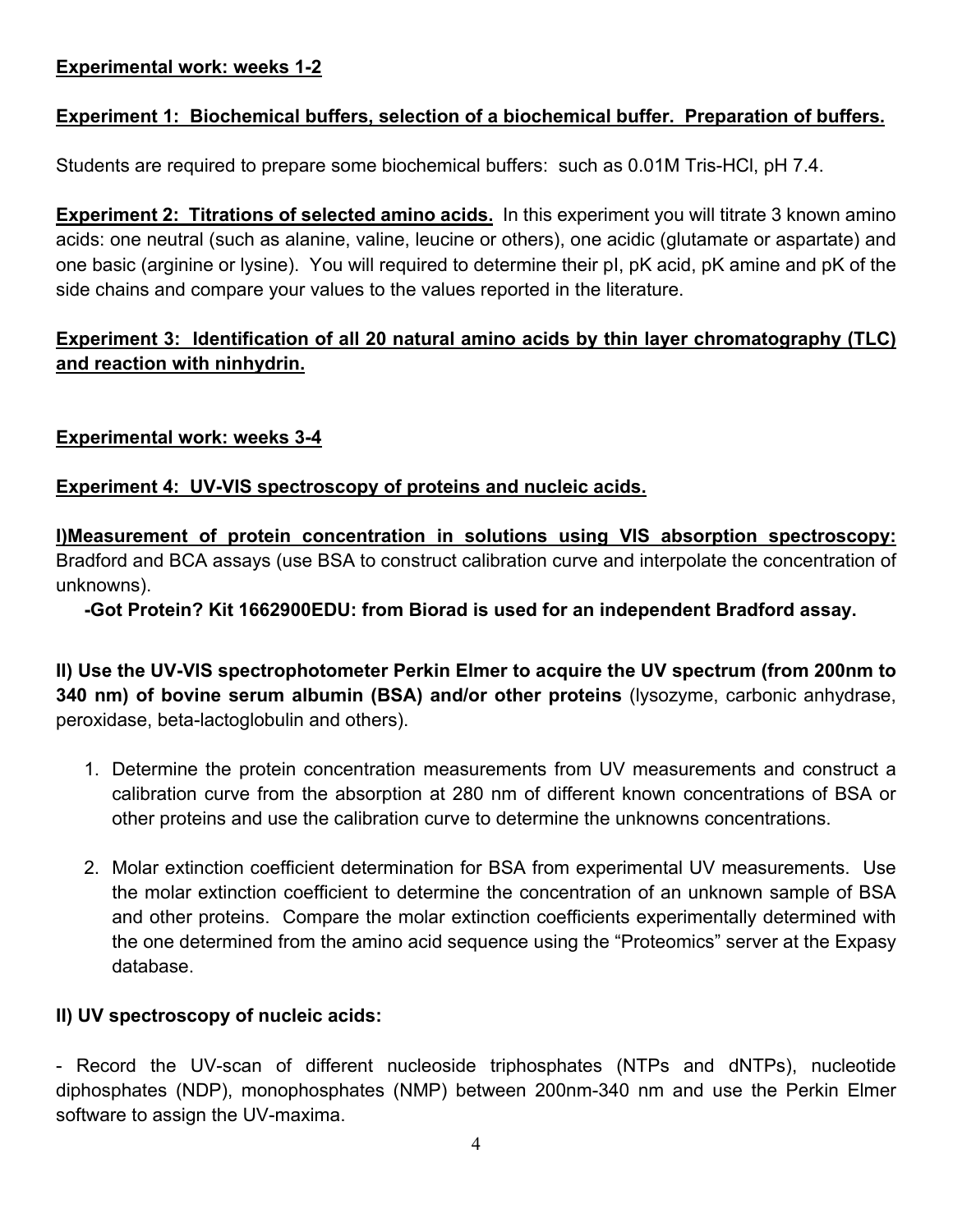**Experimental work: weeks 1-2**

**Experiment 1: Biochemical buffers, selection of a biochemical buffer. Preparation of buffers.**

Students are required to prepare some biochemical buffers: such as 0.01M Tris-HCl, pH 7.4.

**Experiment 2: Titrations of selected amino acids.** In this experiment you will titrate 3 known amino acids: one neutral (such as alanine, valine, leucine or others), one acidic (glutamate or aspartate) and one basic (arginine or lysine). You will required to determine their pI, pK acid, pK amine and pK of the side chains and compare your values to the values reported in the literature.

**Experiment 3: Identification of all 20 natural amino acids by thin layer chromatography (TLC) and reaction with ninhydrin.**

**Experimental work: weeks 3-4**

**Experiment 4: UV-VIS spectroscopy of proteins and nucleic acids.**

**I)Measurement of protein concentration in solutions using VIS absorption spectroscopy:** Bradford and BCA assays (use BSA to construct calibration curve and interpolate the concentration of unknowns).

**-Got Protein? Kit 1662900EDU: from Biorad is used for an independent Bradford assay.**

**II) Use the UV-VIS spectrophotometer Perkin Elmer to acquire the UV spectrum (from 200nm to 340 nm) of bovine serum albumin (BSA) and/or other proteins** (lysozyme, carbonic anhydrase, peroxidase, beta-lactoglobulin and others).

1. Determine the protein concentration measurements from UV measurements and construct a calibration curve from the absorption at 280 nm of different known concentrations of BSA or other proteins and use the calibration curve to determine the unknowns concentrations.
2. Molar extinction coefficient determination for BSA from experimental UV measurements. Use the molar extinction coefficient to determine the concentration of an unknown sample of BSA and other proteins. Compare the molar extinction coefficients experimentally determined with the one determined from the amino acid sequence using the "Proteomics" server at the Expasy database.

**II) UV spectroscopy of nucleic acids:**

- Record the UV-scan of different nucleoside triphosphates (NTPs and dNTPs), nucleotide diphosphates (NDP), monophosphates (NMP) between 200nm-340 nm and use the Perkin Elmer software to assign the UV-maxima.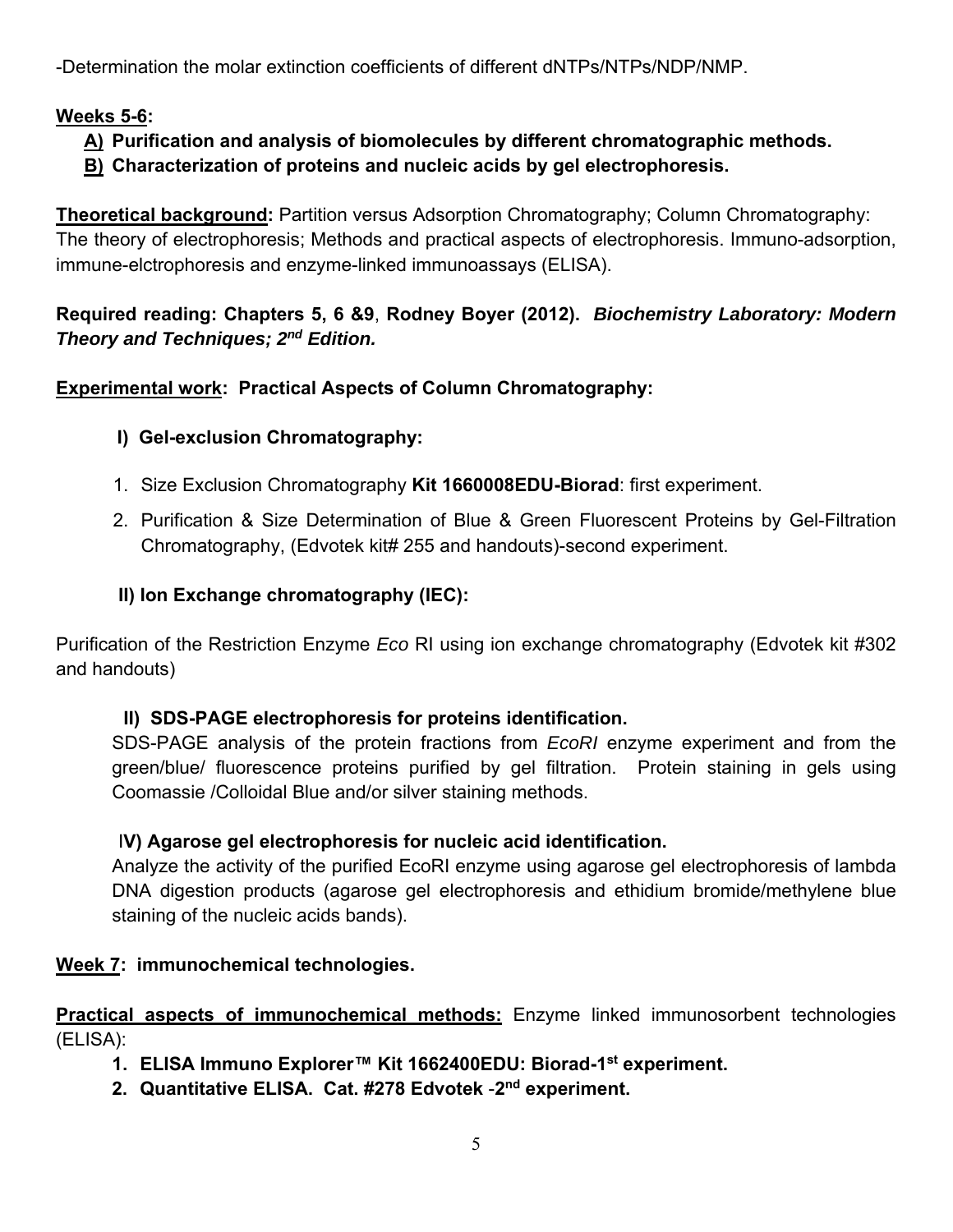-Determination the molar extinction coefficients of different dNTPs/NTPs/NDP/NMP.

**Weeks 5-6:**

**A) Purification and analysis of biomolecules by different chromatographic methods.**
**B) Characterization of proteins and nucleic acids by gel electrophoresis.**

**Theoretical background:** Partition versus Adsorption Chromatography; Column Chromatography: The theory of electrophoresis; Methods and practical aspects of electrophoresis. Immuno-adsorption, immune-elctrophoresis and enzyme-linked immunoassays (ELISA).

**Required reading: Chapters 5, 6 &9**, **Rodney Boyer (2012).** ***Biochemistry Laboratory: Modern Theory and Techniques; 2nd Edition.***

**Experimental work: Practical Aspects of Column Chromatography:**

**I) Gel-exclusion Chromatography:**

1. Size Exclusion Chromatography **Kit 1660008EDU-Biorad**: first experiment.
2. Purification & Size Determination of Blue & Green Fluorescent Proteins by Gel-Filtration Chromatography, (Edvotek kit# 255 and handouts)-second experiment.

**II) Ion Exchange chromatography (IEC):**

Purification of the Restriction Enzyme *Eco* RI using ion exchange chromatography (Edvotek kit #302 and handouts)

**II) SDS-PAGE electrophoresis for proteins identification.**

SDS-PAGE analysis of the protein fractions from *EcoRI* enzyme experiment and from the green/blue/ fluorescence proteins purified by gel filtration. Protein staining in gels using Coomassie /Colloidal Blue and/or silver staining methods.

**IV) Agarose gel electrophoresis for nucleic acid identification.**

Analyze the activity of the purified EcoRI enzyme using agarose gel electrophoresis of lambda DNA digestion products (agarose gel electrophoresis and ethidium bromide/methylene blue staining of the nucleic acids bands).

**Week 7: immunochemical technologies.**

**Practical aspects of immunochemical methods:** Enzyme linked immunosorbent technologies (ELISA):

1. **ELISA Immuno Explorer™ Kit 1662400EDU: Biorad-1st experiment.**
2. **Quantitative ELISA. Cat. #278 Edvotek -2nd experiment.**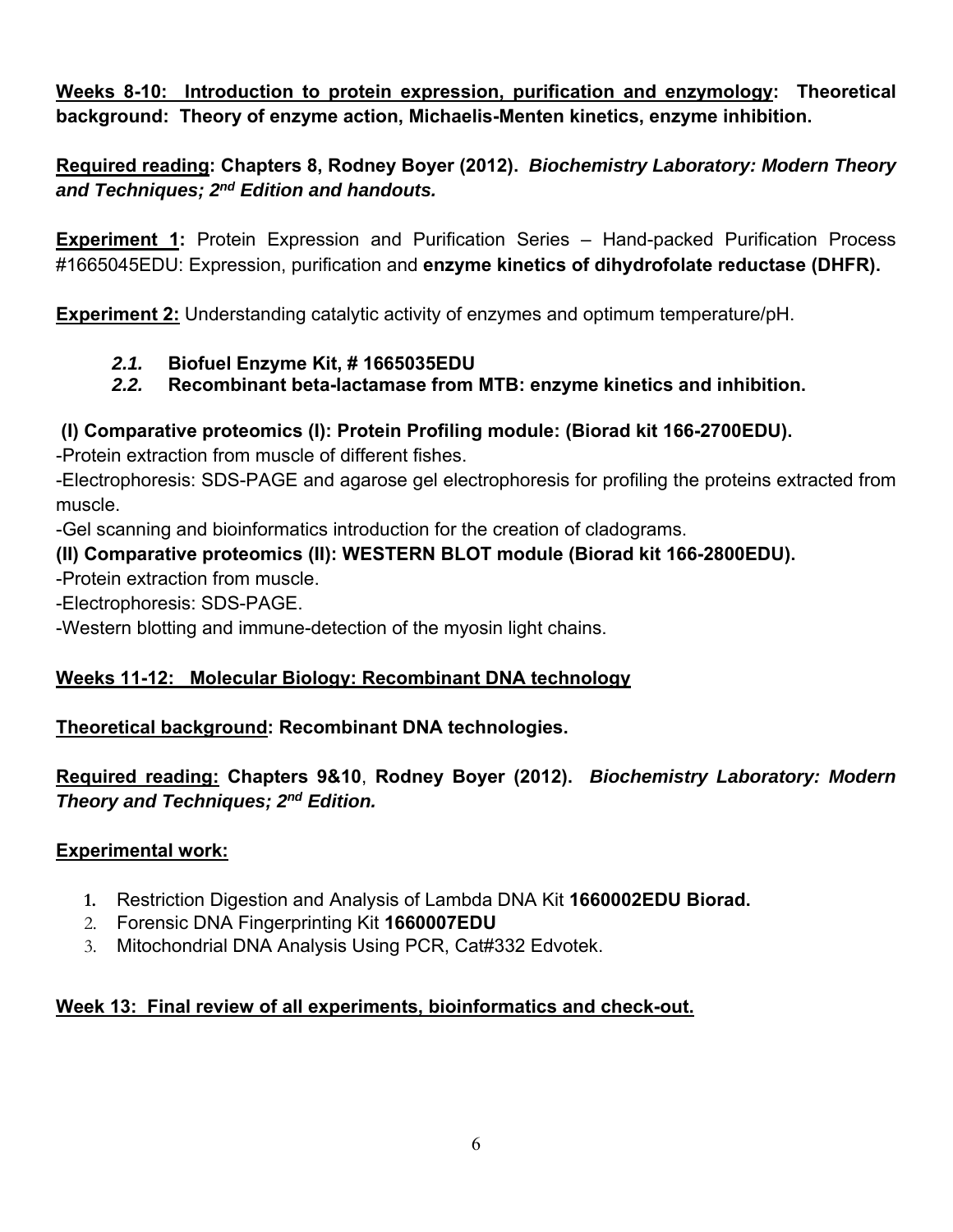**<u>Weeks 8-10: Introduction to protein expression, purification and enzymology</u>: Theoretical background: Theory of enzyme action, Michaelis-Menten kinetics, enzyme inhibition.**

**<u>Required reading</u>: Chapters 8, Rodney Boyer (2012). *Biochemistry Laboratory: Modern Theory and Techniques; 2nd Edition and handouts.***

**<u>Experiment 1</u>:** Protein Expression and Purification Series – Hand-packed Purification Process #1665045EDU: Expression, purification and **enzyme kinetics of dihydrofolate reductase (DHFR).**

**<u>Experiment 2:</u>** Understanding catalytic activity of enzymes and optimum temperature/pH.

- ***2.1.*** **Biofuel Enzyme Kit, # 1665035EDU**
- ***2.2.*** **Recombinant beta-lactamase from MTB: enzyme kinetics and inhibition.**

**(I) Comparative proteomics (I): Protein Profiling module: (Biorad kit 166-2700EDU).**

-Protein extraction from muscle of different fishes.

-Electrophoresis: SDS-PAGE and agarose gel electrophoresis for profiling the proteins extracted from muscle.

-Gel scanning and bioinformatics introduction for the creation of cladograms.

**(II) Comparative proteomics (II): WESTERN BLOT module (Biorad kit 166-2800EDU).**

-Protein extraction from muscle.

-Electrophoresis: SDS-PAGE.

-Western blotting and immune-detection of the myosin light chains.

**<u>Weeks 11-12: Molecular Biology: Recombinant DNA technology</u>**

**<u>Theoretical background</u>: Recombinant DNA technologies.**

**<u>Required reading:</u> Chapters 9&10**, **Rodney Boyer (2012).** ***Biochemistry Laboratory: Modern Theory and Techniques; 2nd Edition.***

**<u>Experimental work:</u>**

1. Restriction Digestion and Analysis of Lambda DNA Kit **1660002EDU Biorad.**
2. Forensic DNA Fingerprinting Kit **1660007EDU**
3. Mitochondrial DNA Analysis Using PCR, Cat#332 Edvotek.

**<u>Week 13: Final review of all experiments, bioinformatics and check-out.</u>**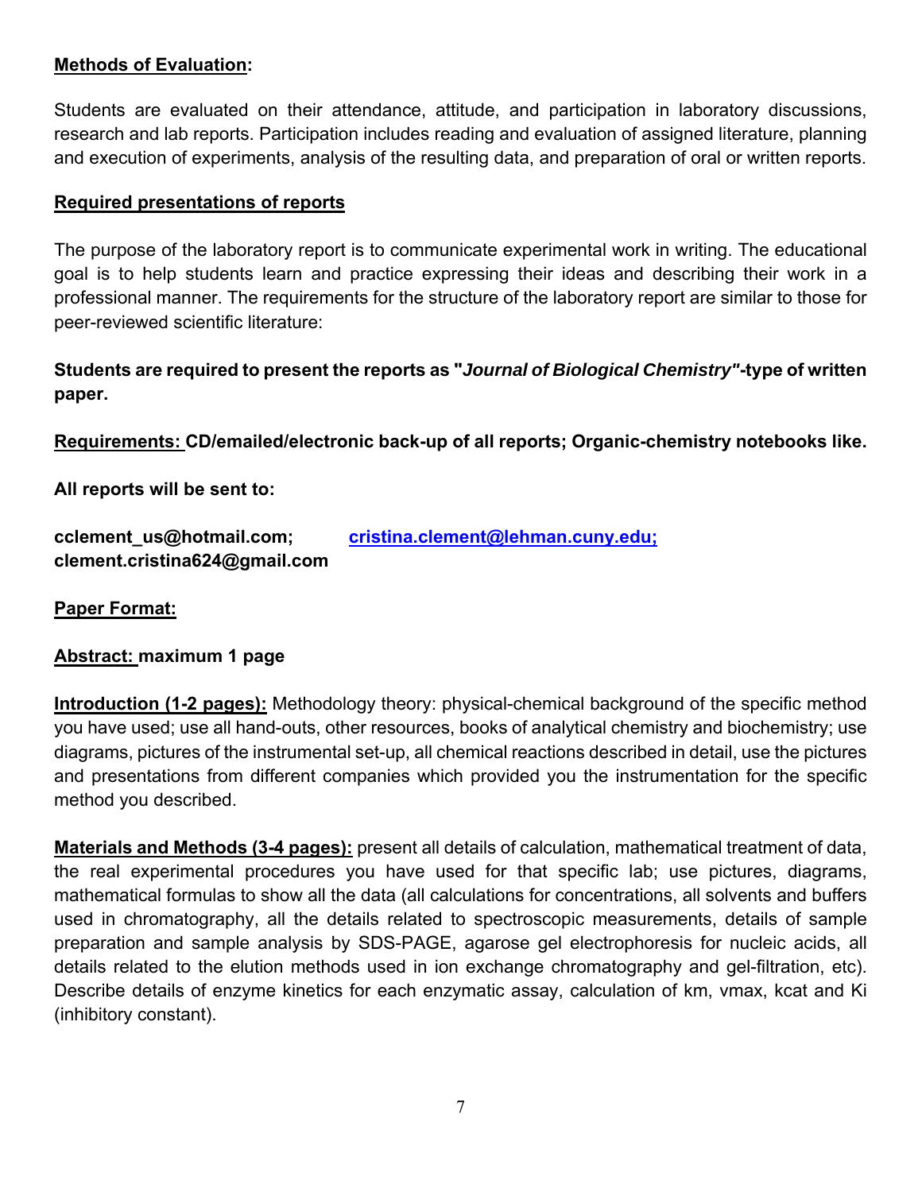**<u>Methods of Evaluation</u>:**

Students are evaluated on their attendance, attitude, and participation in laboratory discussions, research and lab reports. Participation includes reading and evaluation of assigned literature, planning and execution of experiments, analysis of the resulting data, and preparation of oral or written reports.

**<u>Required presentations of reports</u>**

The purpose of the laboratory report is to communicate experimental work in writing. The educational goal is to help students learn and practice expressing their ideas and describing their work in a professional manner. The requirements for the structure of the laboratory report are similar to those for peer-reviewed scientific literature:

**Students are required to present the reports as "*Journal of Biological Chemistry"*-type of written paper.**

**<u>Requirements:</u> CD/emailed/electronic back-up of all reports; Organic-chemistry notebooks like.**

**All reports will be sent to:**

**cclement_us@hotmail.com;** **cristina.clement@lehman.cuny.edu;**
**clement.cristina624@gmail.com**

**<u>Paper Format:</u>**

**<u>Abstract:</u> maximum 1 page**

**<u>Introduction (1-2 pages):</u>** Methodology theory: physical-chemical background of the specific method you have used; use all hand-outs, other resources, books of analytical chemistry and biochemistry; use diagrams, pictures of the instrumental set-up, all chemical reactions described in detail, use the pictures and presentations from different companies which provided you the instrumentation for the specific method you described.

**<u>Materials and Methods (3-4 pages):</u>** present all details of calculation, mathematical treatment of data, the real experimental procedures you have used for that specific lab; use pictures, diagrams, mathematical formulas to show all the data (all calculations for concentrations, all solvents and buffers used in chromatography, all the details related to spectroscopic measurements, details of sample preparation and sample analysis by SDS-PAGE, agarose gel electrophoresis for nucleic acids, all details related to the elution methods used in ion exchange chromatography and gel-filtration, etc). Describe details of enzyme kinetics for each enzymatic assay, calculation of km, vmax, kcat and Ki (inhibitory constant).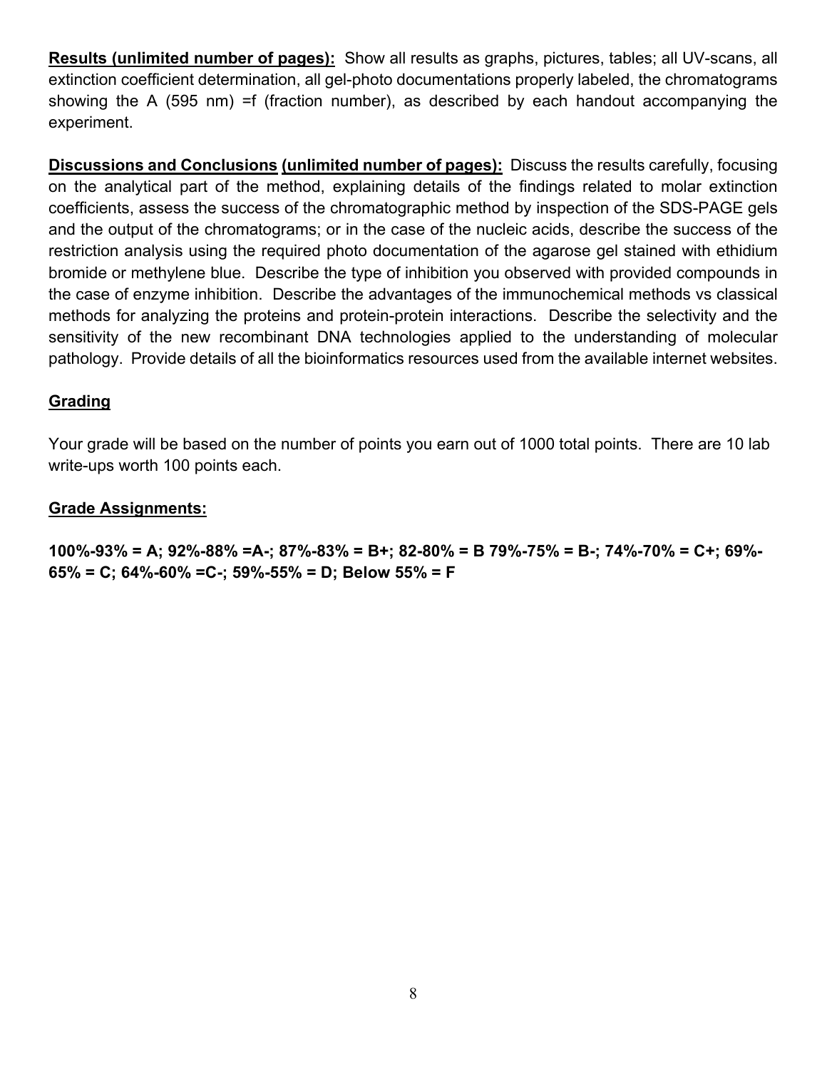**<u>Results (unlimited number of pages):</u>** Show all results as graphs, pictures, tables; all UV-scans, all extinction coefficient determination, all gel-photo documentations properly labeled, the chromatograms showing the A (595 nm) =f (fraction number), as described by each handout accompanying the experiment.

**<u>Discussions and Conclusions</u> <u>(unlimited number of pages):</u>** Discuss the results carefully, focusing on the analytical part of the method, explaining details of the findings related to molar extinction coefficients, assess the success of the chromatographic method by inspection of the SDS-PAGE gels and the output of the chromatograms; or in the case of the nucleic acids, describe the success of the restriction analysis using the required photo documentation of the agarose gel stained with ethidium bromide or methylene blue. Describe the type of inhibition you observed with provided compounds in the case of enzyme inhibition. Describe the advantages of the immunochemical methods vs classical methods for analyzing the proteins and protein-protein interactions. Describe the selectivity and the sensitivity of the new recombinant DNA technologies applied to the understanding of molecular pathology. Provide details of all the bioinformatics resources used from the available internet websites.

## <u>Grading</u>

Your grade will be based on the number of points you earn out of 1000 total points. There are 10 lab write-ups worth 100 points each.

## <u>Grade Assignments:</u>

**100%-93% = A; 92%-88% =A-; 87%-83% = B+; 82-80% = B 79%-75% = B-; 74%-70% = C+; 69%-65% = C; 64%-60% =C-; 59%-55% = D; Below 55% = F**